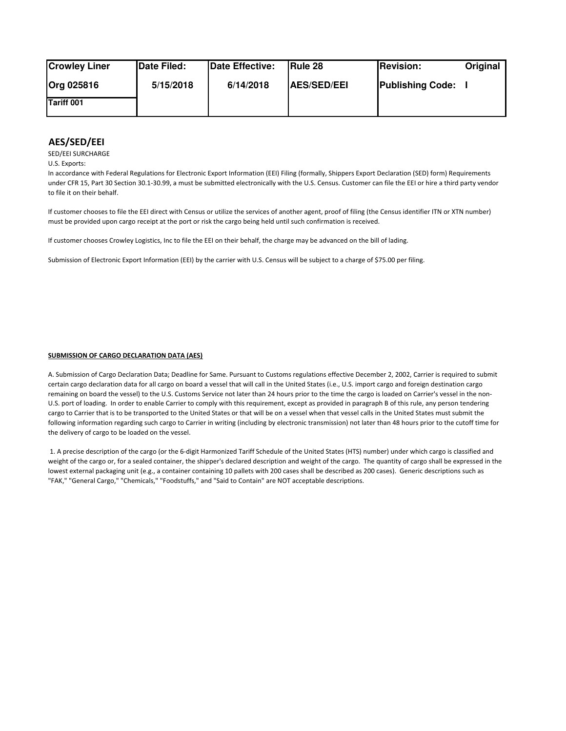| Crowley Liner | Date Filed: | Date Effective: | Rule 28 | Revision: Original |
| --- | --- | --- | --- | --- |
| Org 025816 | 5/15/2018 | 6/14/2018 | AES/SED/EEI | Publishing Code: I |
| Tariff 001 | | | | |

## AES/SED/EEI

SED/EEI SURCHARGE

U.S. Exports:

In accordance with Federal Regulations for Electronic Export Information (EEI) Filing (formally, Shippers Export Declaration (SED) form) Requirements under CFR 15, Part 30 Section 30.1-30.99, a must be submitted electronically with the U.S. Census. Customer can file the EEI or hire a third party vendor to file it on their behalf.

If customer chooses to file the EEI direct with Census or utilize the services of another agent, proof of filing (the Census identifier ITN or XTN number) must be provided upon cargo receipt at the port or risk the cargo being held until such confirmation is received.

If customer chooses Crowley Logistics, Inc to file the EEI on their behalf, the charge may be advanced on the bill of lading.

Submission of Electronic Export Information (EEI) by the carrier with U.S. Census will be subject to a charge of $75.00 per filing.

**SUBMISSION OF CARGO DECLARATION DATA (AES)**

A. Submission of Cargo Declaration Data; Deadline for Same. Pursuant to Customs regulations effective December 2, 2002, Carrier is required to submit certain cargo declaration data for all cargo on board a vessel that will call in the United States (i.e., U.S. import cargo and foreign destination cargo remaining on board the vessel) to the U.S. Customs Service not later than 24 hours prior to the time the cargo is loaded on Carrier's vessel in the non-U.S. port of loading. In order to enable Carrier to comply with this requirement, except as provided in paragraph B of this rule, any person tendering cargo to Carrier that is to be transported to the United States or that will be on a vessel when that vessel calls in the United States must submit the following information regarding such cargo to Carrier in writing (including by electronic transmission) not later than 48 hours prior to the cutoff time for the delivery of cargo to be loaded on the vessel.

1. A precise description of the cargo (or the 6-digit Harmonized Tariff Schedule of the United States (HTS) number) under which cargo is classified and weight of the cargo or, for a sealed container, the shipper's declared description and weight of the cargo. The quantity of cargo shall be expressed in the lowest external packaging unit (e.g., a container containing 10 pallets with 200 cases shall be described as 200 cases). Generic descriptions such as "FAK," "General Cargo," "Chemicals," "Foodstuffs," and "Said to Contain" are NOT acceptable descriptions.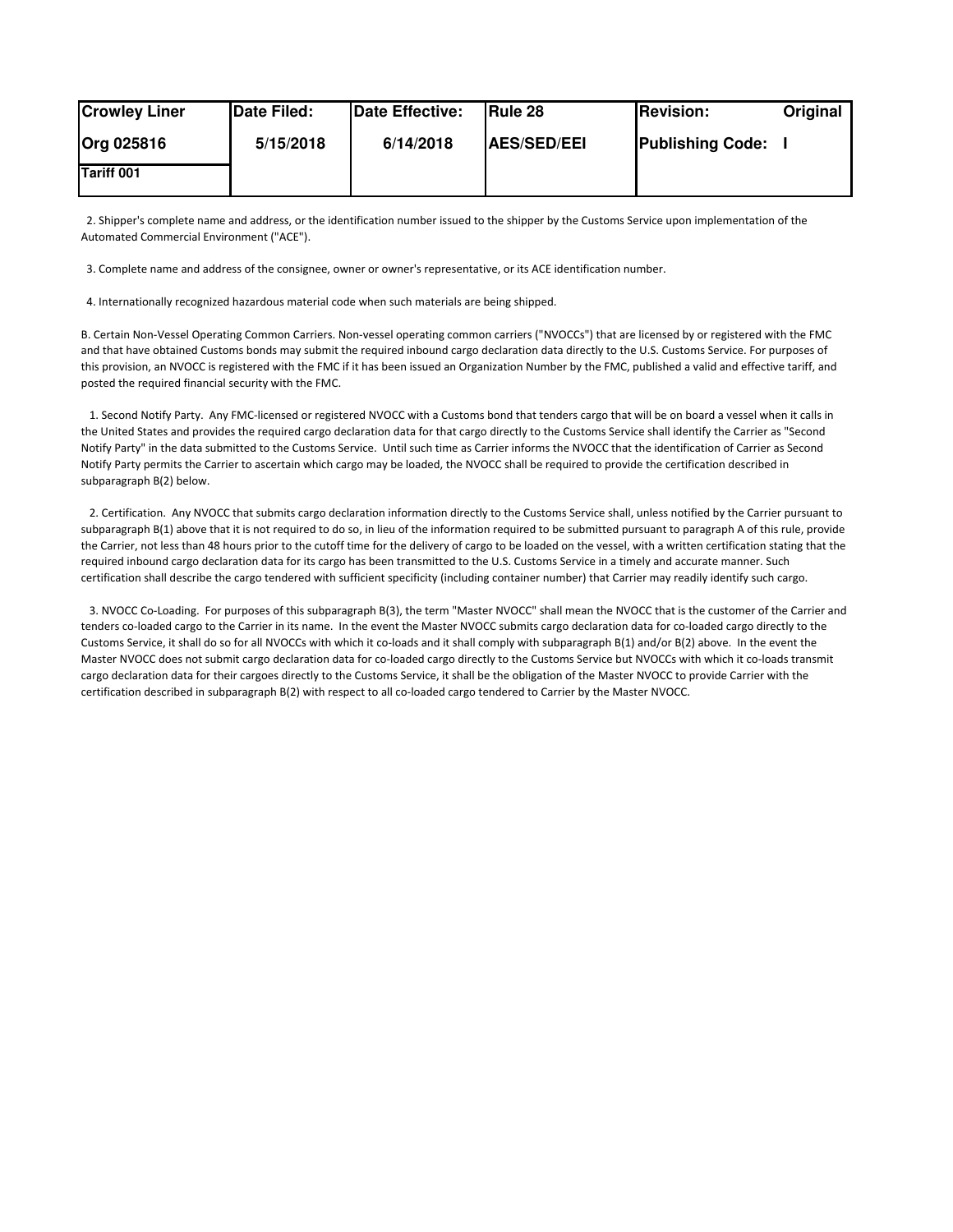| Crowley Liner | Date Filed: | Date Effective: | Rule 28 | Revision: Original |
|---|---|---|---|---|
| Org 025816 | 5/15/2018 | 6/14/2018 | AES/SED/EEI | Publishing Code: I |
| Tariff 001 | | | | |

2. Shipper's complete name and address, or the identification number issued to the shipper by the Customs Service upon implementation of the Automated Commercial Environment ("ACE").

3. Complete name and address of the consignee, owner or owner's representative, or its ACE identification number.

4. Internationally recognized hazardous material code when such materials are being shipped.

B. Certain Non-Vessel Operating Common Carriers. Non-vessel operating common carriers ("NVOCCs") that are licensed by or registered with the FMC and that have obtained Customs bonds may submit the required inbound cargo declaration data directly to the U.S. Customs Service. For purposes of this provision, an NVOCC is registered with the FMC if it has been issued an Organization Number by the FMC, published a valid and effective tariff, and posted the required financial security with the FMC.

1. Second Notify Party. Any FMC-licensed or registered NVOCC with a Customs bond that tenders cargo that will be on board a vessel when it calls in the United States and provides the required cargo declaration data for that cargo directly to the Customs Service shall identify the Carrier as "Second Notify Party" in the data submitted to the Customs Service. Until such time as Carrier informs the NVOCC that the identification of Carrier as Second Notify Party permits the Carrier to ascertain which cargo may be loaded, the NVOCC shall be required to provide the certification described in subparagraph B(2) below.

2. Certification. Any NVOCC that submits cargo declaration information directly to the Customs Service shall, unless notified by the Carrier pursuant to subparagraph B(1) above that it is not required to do so, in lieu of the information required to be submitted pursuant to paragraph A of this rule, provide the Carrier, not less than 48 hours prior to the cutoff time for the delivery of cargo to be loaded on the vessel, with a written certification stating that the required inbound cargo declaration data for its cargo has been transmitted to the U.S. Customs Service in a timely and accurate manner. Such certification shall describe the cargo tendered with sufficient specificity (including container number) that Carrier may readily identify such cargo.

3. NVOCC Co-Loading. For purposes of this subparagraph B(3), the term "Master NVOCC" shall mean the NVOCC that is the customer of the Carrier and tenders co-loaded cargo to the Carrier in its name. In the event the Master NVOCC submits cargo declaration data for co-loaded cargo directly to the Customs Service, it shall do so for all NVOCCs with which it co-loads and it shall comply with subparagraph B(1) and/or B(2) above. In the event the Master NVOCC does not submit cargo declaration data for co-loaded cargo directly to the Customs Service but NVOCCs with which it co-loads transmit cargo declaration data for their cargoes directly to the Customs Service, it shall be the obligation of the Master NVOCC to provide Carrier with the certification described in subparagraph B(2) with respect to all co-loaded cargo tendered to Carrier by the Master NVOCC.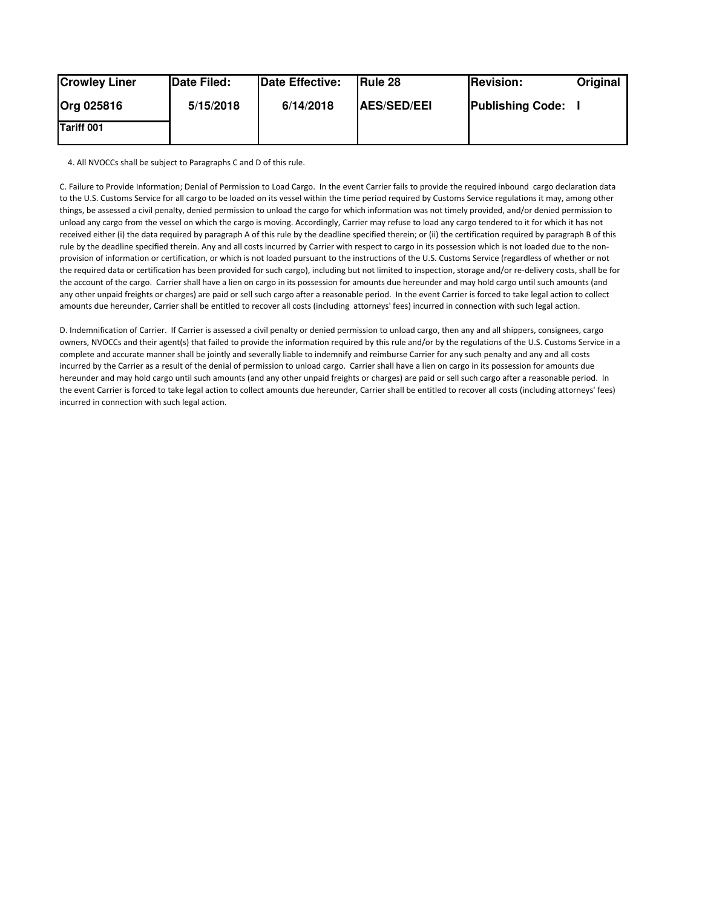| Crowley Liner | Date Filed: | Date Effective: | Rule 28 | Revision: Original |
| --- | --- | --- | --- | --- |
| Org 025816 | 5/15/2018 | 6/14/2018 | AES/SED/EEI | Publishing Code: I |
| Tariff 001 | | | | |

4. All NVOCCs shall be subject to Paragraphs C and D of this rule.

C. Failure to Provide Information; Denial of Permission to Load Cargo. In the event Carrier fails to provide the required inbound cargo declaration data to the U.S. Customs Service for all cargo to be loaded on its vessel within the time period required by Customs Service regulations it may, among other things, be assessed a civil penalty, denied permission to unload the cargo for which information was not timely provided, and/or denied permission to unload any cargo from the vessel on which the cargo is moving. Accordingly, Carrier may refuse to load any cargo tendered to it for which it has not received either (i) the data required by paragraph A of this rule by the deadline specified therein; or (ii) the certification required by paragraph B of this rule by the deadline specified therein. Any and all costs incurred by Carrier with respect to cargo in its possession which is not loaded due to the non-provision of information or certification, or which is not loaded pursuant to the instructions of the U.S. Customs Service (regardless of whether or not the required data or certification has been provided for such cargo), including but not limited to inspection, storage and/or re-delivery costs, shall be for the account of the cargo. Carrier shall have a lien on cargo in its possession for amounts due hereunder and may hold cargo until such amounts (and any other unpaid freights or charges) are paid or sell such cargo after a reasonable period. In the event Carrier is forced to take legal action to collect amounts due hereunder, Carrier shall be entitled to recover all costs (including attorneys' fees) incurred in connection with such legal action.

D. Indemnification of Carrier. If Carrier is assessed a civil penalty or denied permission to unload cargo, then any and all shippers, consignees, cargo owners, NVOCCs and their agent(s) that failed to provide the information required by this rule and/or by the regulations of the U.S. Customs Service in a complete and accurate manner shall be jointly and severally liable to indemnify and reimburse Carrier for any such penalty and any and all costs incurred by the Carrier as a result of the denial of permission to unload cargo. Carrier shall have a lien on cargo in its possession for amounts due hereunder and may hold cargo until such amounts (and any other unpaid freights or charges) are paid or sell such cargo after a reasonable period. In the event Carrier is forced to take legal action to collect amounts due hereunder, Carrier shall be entitled to recover all costs (including attorneys' fees) incurred in connection with such legal action.